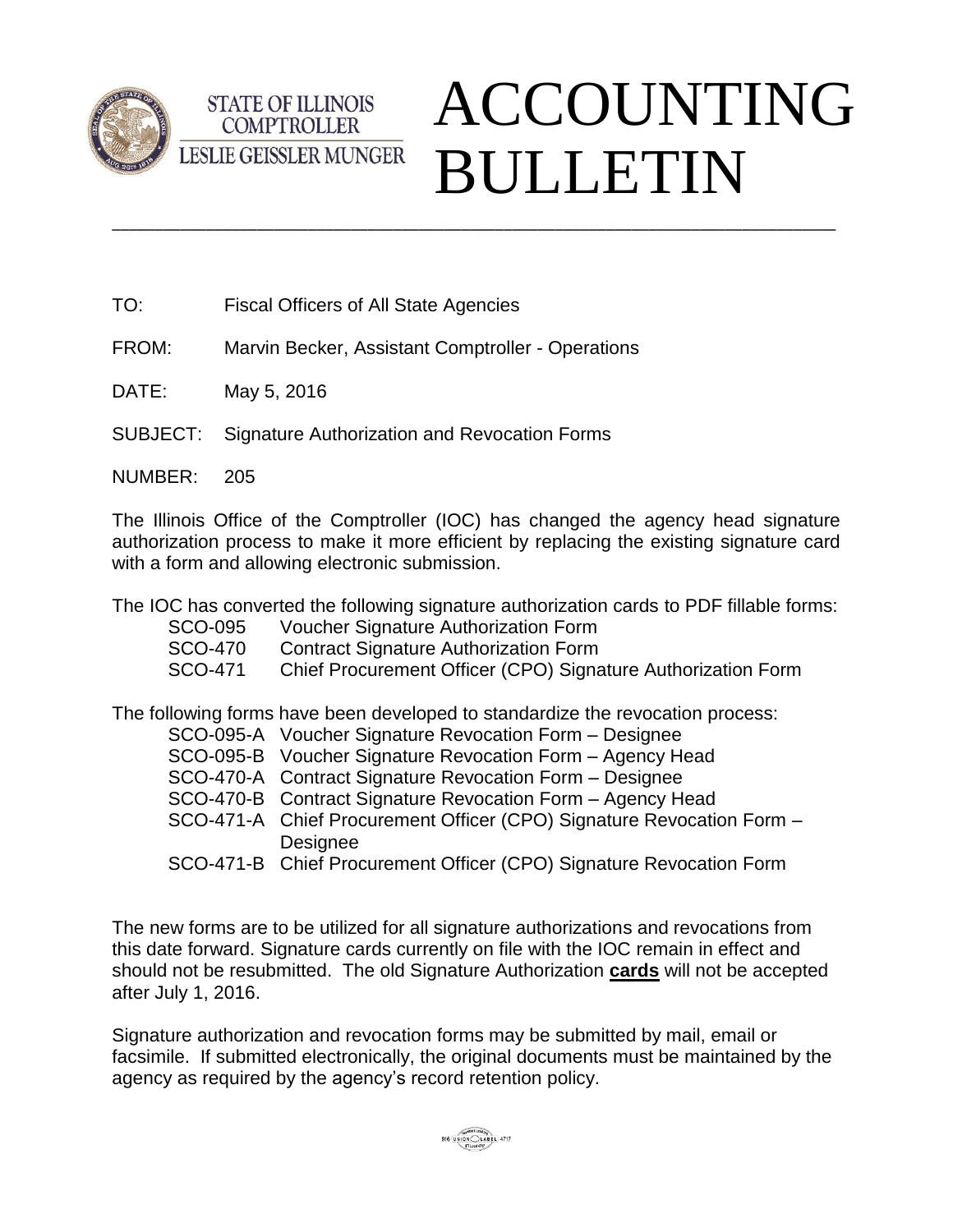STATE OF ILLINOIS
COMPTROLLER
LESLIE GEISSLER MUNGER

# ACCOUNTING BULLETIN

---

TO: Fiscal Officers of All State Agencies

FROM: Marvin Becker, Assistant Comptroller - Operations

DATE: May 5, 2016

SUBJECT: Signature Authorization and Revocation Forms

NUMBER: 205

The Illinois Office of the Comptroller (IOC) has changed the agency head signature authorization process to make it more efficient by replacing the existing signature card with a form and allowing electronic submission.

The IOC has converted the following signature authorization cards to PDF fillable forms:

- SCO-095 Voucher Signature Authorization Form
- SCO-470 Contract Signature Authorization Form
- SCO-471 Chief Procurement Officer (CPO) Signature Authorization Form

The following forms have been developed to standardize the revocation process:

- SCO-095-A Voucher Signature Revocation Form – Designee
- SCO-095-B Voucher Signature Revocation Form – Agency Head
- SCO-470-A Contract Signature Revocation Form – Designee
- SCO-470-B Contract Signature Revocation Form – Agency Head
- SCO-471-A Chief Procurement Officer (CPO) Signature Revocation Form – Designee
- SCO-471-B Chief Procurement Officer (CPO) Signature Revocation Form

The new forms are to be utilized for all signature authorizations and revocations from this date forward. Signature cards currently on file with the IOC remain in effect and should not be resubmitted. The old Signature Authorization **cards** will not be accepted after July 1, 2016.

Signature authorization and revocation forms may be submitted by mail, email or facsimile. If submitted electronically, the original documents must be maintained by the agency as required by the agency's record retention policy.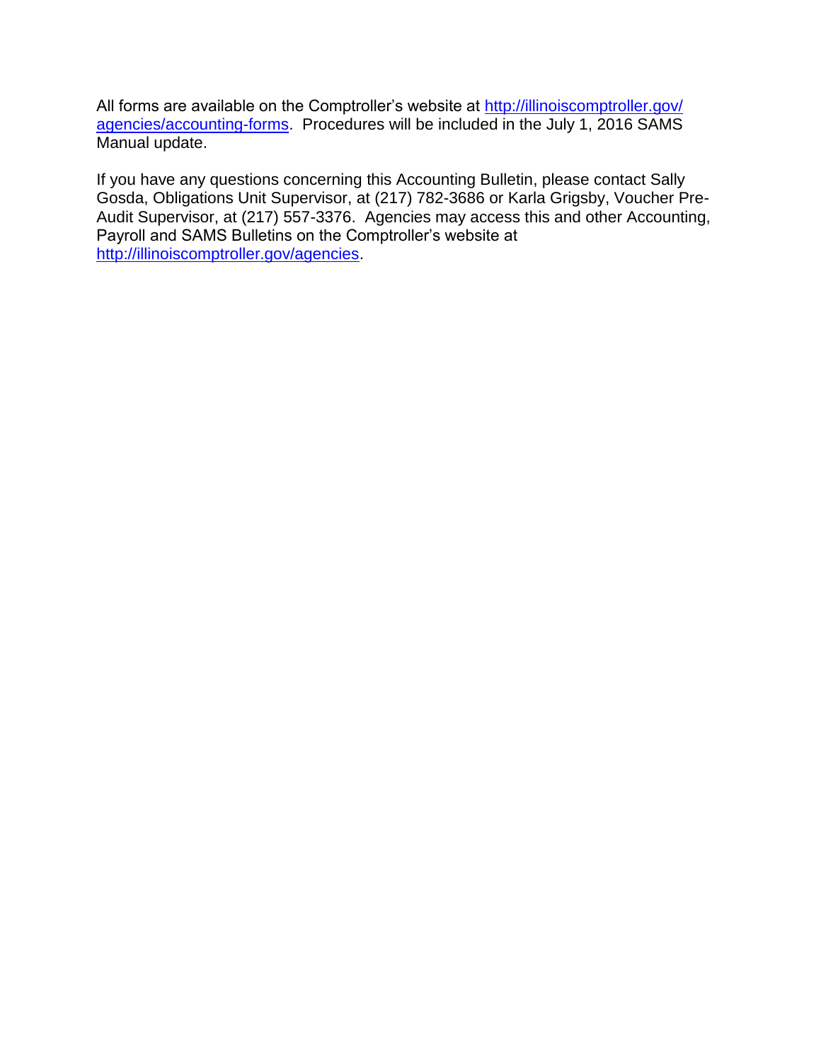All forms are available on the Comptroller's website at [http://illinoiscomptroller.gov/agencies/accounting-forms](http://illinoiscomptroller.gov/agencies/accounting-forms). Procedures will be included in the July 1, 2016 SAMS Manual update.

If you have any questions concerning this Accounting Bulletin, please contact Sally Gosda, Obligations Unit Supervisor, at (217) 782-3686 or Karla Grigsby, Voucher Pre-Audit Supervisor, at (217) 557-3376. Agencies may access this and other Accounting, Payroll and SAMS Bulletins on the Comptroller's website at [http://illinoiscomptroller.gov/agencies](http://illinoiscomptroller.gov/agencies).